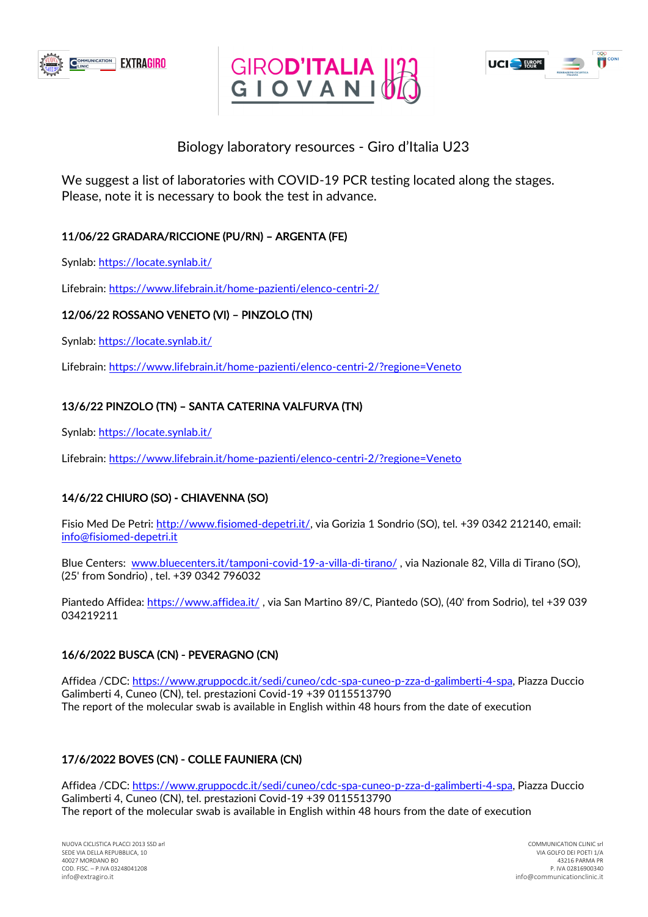# Biology laboratory resources - Giro d'Italia U23

We suggest a list of laboratories with COVID-19 PCR testing located along the stages.
Please, note it is necessary to book the test in advance.

### 11/06/22 GRADARA/RICCIONE (PU/RN) – ARGENTA (FE)

Synlab: https://locate.synlab.it/

Lifebrain: https://www.lifebrain.it/home-pazienti/elenco-centri-2/

### 12/06/22 ROSSANO VENETO (VI) – PINZOLO (TN)

Synlab: https://locate.synlab.it/

Lifebrain: https://www.lifebrain.it/home-pazienti/elenco-centri-2/?regione=Veneto

### 13/6/22 PINZOLO (TN) – SANTA CATERINA VALFURVA (TN)

Synlab: https://locate.synlab.it/

Lifebrain: https://www.lifebrain.it/home-pazienti/elenco-centri-2/?regione=Veneto

### 14/6/22 CHIURO (SO) - CHIAVENNA (SO)

Fisio Med De Petri: http://www.fisiomed-depetri.it/, via Gorizia 1 Sondrio (SO), tel. +39 0342 212140, email: info@fisiomed-depetri.it

Blue Centers: www.bluecenters.it/tamponi-covid-19-a-villa-di-tirano/ , via Nazionale 82, Villa di Tirano (SO), (25' from Sondrio) , tel. +39 0342 796032

Piantedo Affidea: https://www.affidea.it/ , via San Martino 89/C, Piantedo (SO), (40' from Sodrio), tel +39 039 034219211

### 16/6/2022 BUSCA (CN) - PEVERAGNO (CN)

Affidea /CDC: https://www.gruppocdc.it/sedi/cuneo/cdc-spa-cuneo-p-zza-d-galimberti-4-spa, Piazza Duccio Galimberti 4, Cuneo (CN), tel. prestazioni Covid-19 +39 0115513790
The report of the molecular swab is available in English within 48 hours from the date of execution

### 17/6/2022 BOVES (CN) - COLLE FAUNIERA (CN)

Affidea /CDC: https://www.gruppocdc.it/sedi/cuneo/cdc-spa-cuneo-p-zza-d-galimberti-4-spa, Piazza Duccio Galimberti 4, Cuneo (CN), tel. prestazioni Covid-19 +39 0115513790
The report of the molecular swab is available in English within 48 hours from the date of execution

NUOVA CICLISTICA PLACCI 2013 SSD arl
SEDE VIA DELLA REPUBBLICA, 10
40027 MORDANO BO
COD. FISC. – P.IVA 03248041208
info@extragiro.it

COMMUNICATION CLINIC srl
VIA GOLFO DEI POETI 1/A
43216 PARMA PR
P. IVA 02816900340
info@communicationclinic.it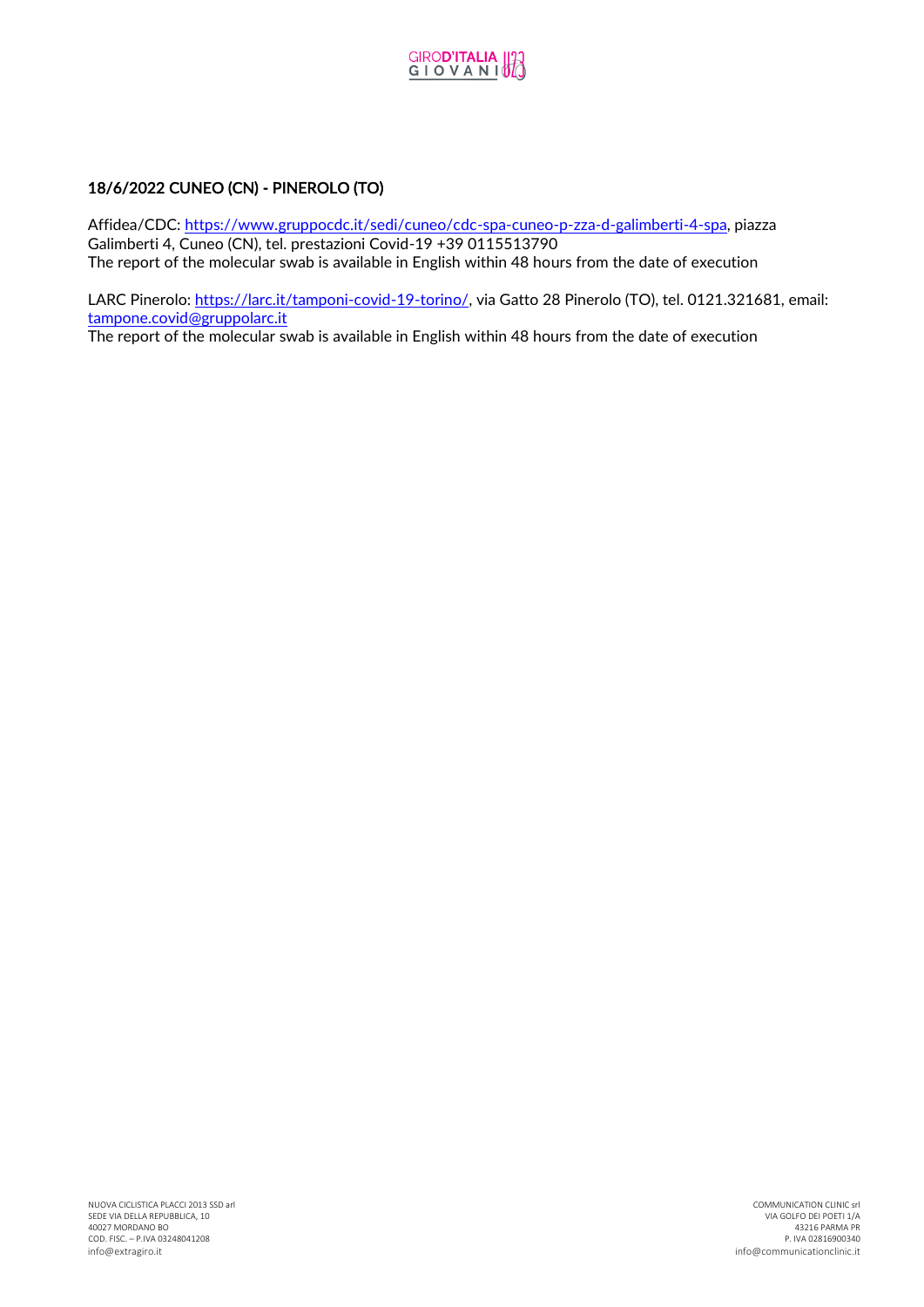## 18/6/2022 CUNEO (CN) - PINEROLO (TO)

Affidea/CDC: https://www.gruppocdc.it/sedi/cuneo/cdc-spa-cuneo-p-zza-d-galimberti-4-spa, piazza Galimberti 4, Cuneo (CN), tel. prestazioni Covid-19 +39 0115513790
The report of the molecular swab is available in English within 48 hours from the date of execution

LARC Pinerolo: https://larc.it/tamponi-covid-19-torino/, via Gatto 28 Pinerolo (TO), tel. 0121.321681, email: tampone.covid@gruppolarc.it
The report of the molecular swab is available in English within 48 hours from the date of execution